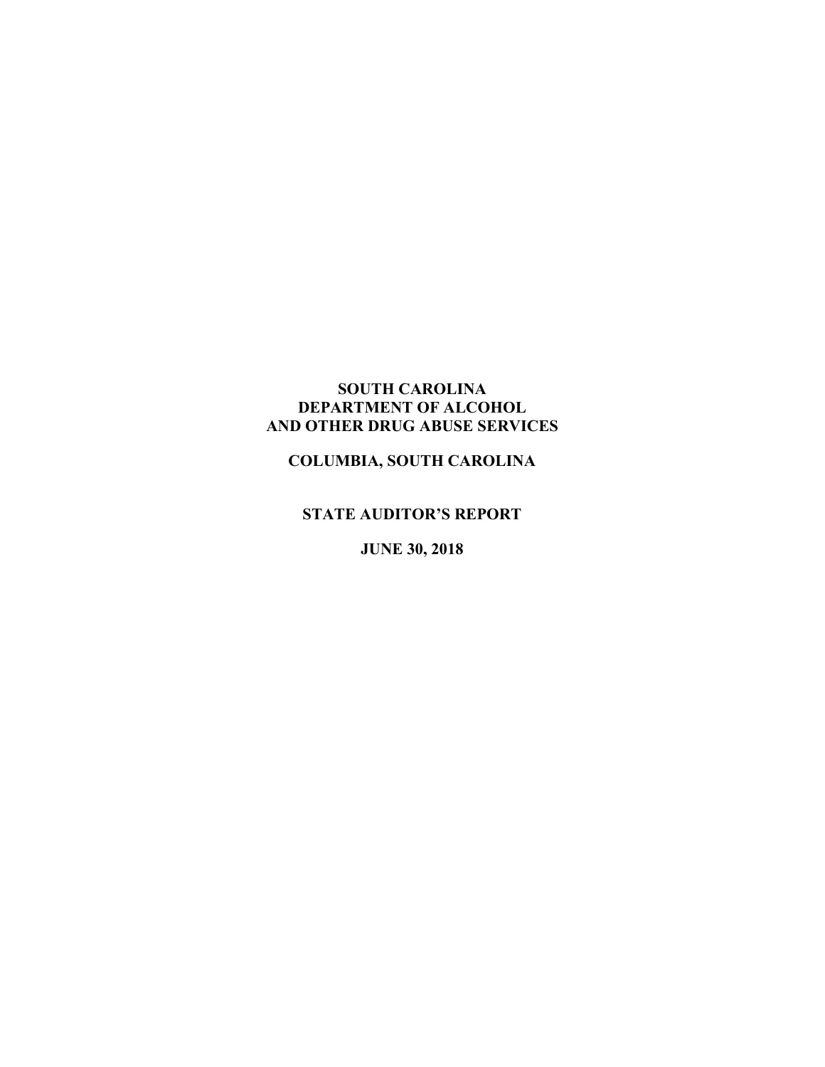# SOUTH CAROLINA
# DEPARTMENT OF ALCOHOL
# AND OTHER DRUG ABUSE SERVICES

## COLUMBIA, SOUTH CAROLINA

## STATE AUDITOR'S REPORT

## JUNE 30, 2018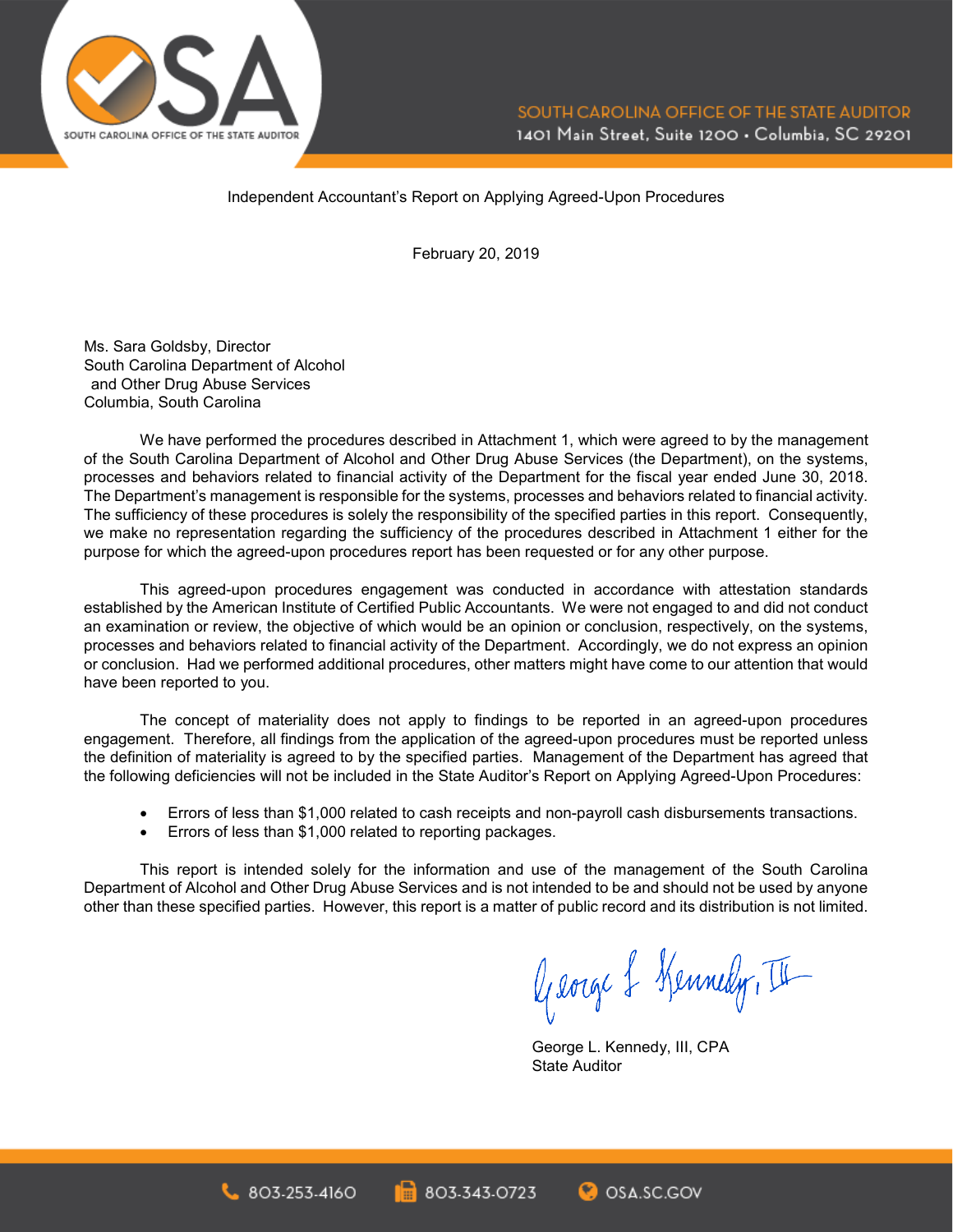Independent Accountant's Report on Applying Agreed-Upon Procedures

February 20, 2019

Ms. Sara Goldsby, Director
South Carolina Department of Alcohol
and Other Drug Abuse Services
Columbia, South Carolina

We have performed the procedures described in Attachment 1, which were agreed to by the management of the South Carolina Department of Alcohol and Other Drug Abuse Services (the Department), on the systems, processes and behaviors related to financial activity of the Department for the fiscal year ended June 30, 2018. The Department's management is responsible for the systems, processes and behaviors related to financial activity. The sufficiency of these procedures is solely the responsibility of the specified parties in this report. Consequently, we make no representation regarding the sufficiency of the procedures described in Attachment 1 either for the purpose for which the agreed-upon procedures report has been requested or for any other purpose.

This agreed-upon procedures engagement was conducted in accordance with attestation standards established by the American Institute of Certified Public Accountants. We were not engaged to and did not conduct an examination or review, the objective of which would be an opinion or conclusion, respectively, on the systems, processes and behaviors related to financial activity of the Department. Accordingly, we do not express an opinion or conclusion. Had we performed additional procedures, other matters might have come to our attention that would have been reported to you.

The concept of materiality does not apply to findings to be reported in an agreed-upon procedures engagement. Therefore, all findings from the application of the agreed-upon procedures must be reported unless the definition of materiality is agreed to by the specified parties. Management of the Department has agreed that the following deficiencies will not be included in the State Auditor's Report on Applying Agreed-Upon Procedures:

- Errors of less than $1,000 related to cash receipts and non-payroll cash disbursements transactions.
- Errors of less than $1,000 related to reporting packages.

This report is intended solely for the information and use of the management of the South Carolina Department of Alcohol and Other Drug Abuse Services and is not intended to be and should not be used by anyone other than these specified parties. However, this report is a matter of public record and its distribution is not limited.

George L. Kennedy, III, CPA
State Auditor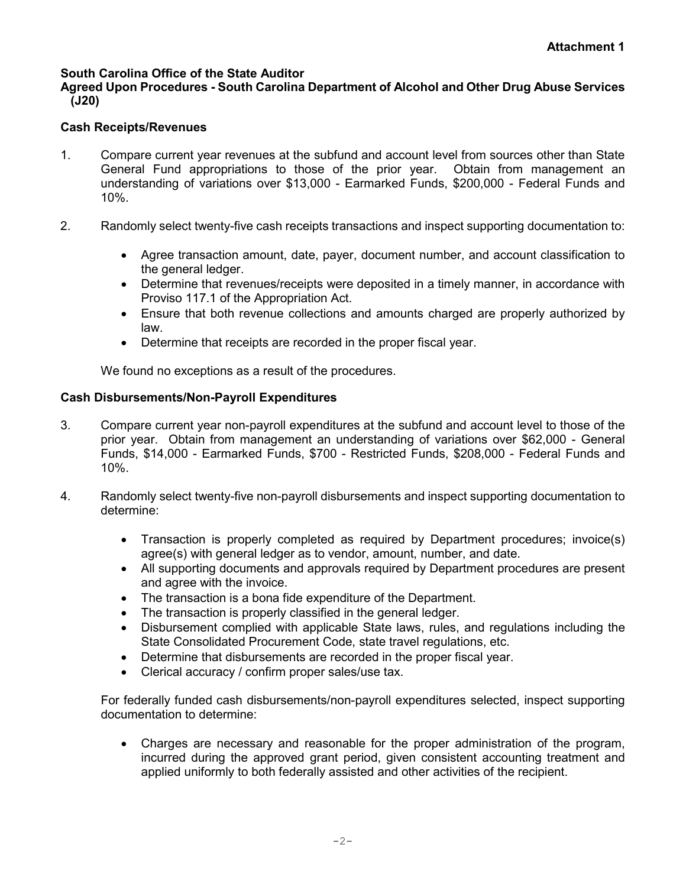**Attachment 1**

**South Carolina Office of the State Auditor**
**Agreed Upon Procedures - South Carolina Department of Alcohol and Other Drug Abuse Services (J20)**

**Cash Receipts/Revenues**

1. Compare current year revenues at the subfund and account level from sources other than State General Fund appropriations to those of the prior year. Obtain from management an understanding of variations over $13,000 - Earmarked Funds, $200,000 - Federal Funds and 10%.

2. Randomly select twenty-five cash receipts transactions and inspect supporting documentation to:

   - Agree transaction amount, date, payer, document number, and account classification to the general ledger.
   - Determine that revenues/receipts were deposited in a timely manner, in accordance with Proviso 117.1 of the Appropriation Act.
   - Ensure that both revenue collections and amounts charged are properly authorized by law.
   - Determine that receipts are recorded in the proper fiscal year.

   We found no exceptions as a result of the procedures.

**Cash Disbursements/Non-Payroll Expenditures**

3. Compare current year non-payroll expenditures at the subfund and account level to those of the prior year. Obtain from management an understanding of variations over $62,000 - General Funds, $14,000 - Earmarked Funds, $700 - Restricted Funds, $208,000 - Federal Funds and 10%.

4. Randomly select twenty-five non-payroll disbursements and inspect supporting documentation to determine:

   - Transaction is properly completed as required by Department procedures; invoice(s) agree(s) with general ledger as to vendor, amount, number, and date.
   - All supporting documents and approvals required by Department procedures are present and agree with the invoice.
   - The transaction is a bona fide expenditure of the Department.
   - The transaction is properly classified in the general ledger.
   - Disbursement complied with applicable State laws, rules, and regulations including the State Consolidated Procurement Code, state travel regulations, etc.
   - Determine that disbursements are recorded in the proper fiscal year.
   - Clerical accuracy / confirm proper sales/use tax.

   For federally funded cash disbursements/non-payroll expenditures selected, inspect supporting documentation to determine:

   - Charges are necessary and reasonable for the proper administration of the program, incurred during the approved grant period, given consistent accounting treatment and applied uniformly to both federally assisted and other activities of the recipient.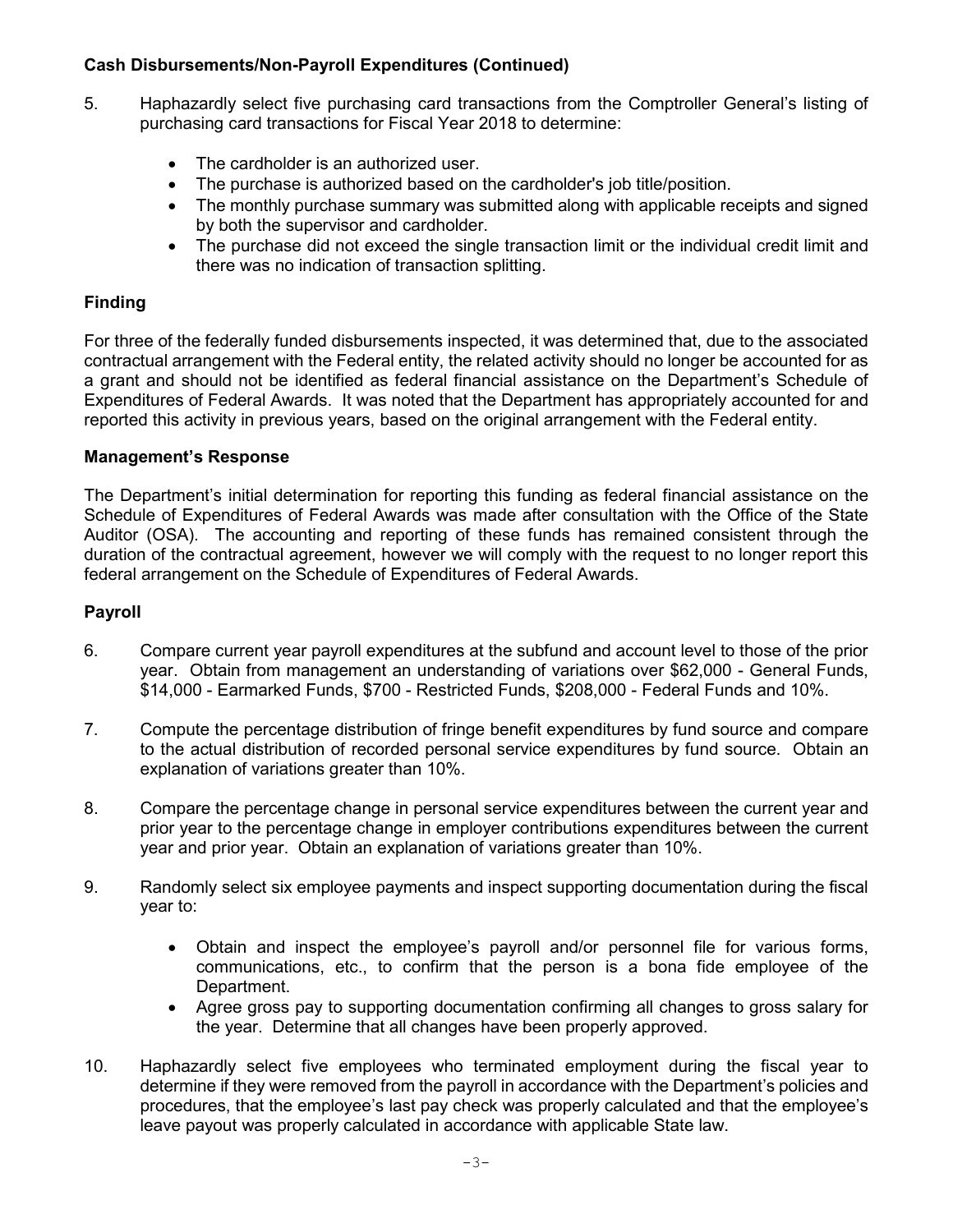## Cash Disbursements/Non-Payroll Expenditures (Continued)

5. Haphazardly select five purchasing card transactions from the Comptroller General's listing of purchasing card transactions for Fiscal Year 2018 to determine:

   - The cardholder is an authorized user.
   - The purchase is authorized based on the cardholder's job title/position.
   - The monthly purchase summary was submitted along with applicable receipts and signed by both the supervisor and cardholder.
   - The purchase did not exceed the single transaction limit or the individual credit limit and there was no indication of transaction splitting.

## Finding

For three of the federally funded disbursements inspected, it was determined that, due to the associated contractual arrangement with the Federal entity, the related activity should no longer be accounted for as a grant and should not be identified as federal financial assistance on the Department's Schedule of Expenditures of Federal Awards. It was noted that the Department has appropriately accounted for and reported this activity in previous years, based on the original arrangement with the Federal entity.

## Management's Response

The Department's initial determination for reporting this funding as federal financial assistance on the Schedule of Expenditures of Federal Awards was made after consultation with the Office of the State Auditor (OSA). The accounting and reporting of these funds has remained consistent through the duration of the contractual agreement, however we will comply with the request to no longer report this federal arrangement on the Schedule of Expenditures of Federal Awards.

## Payroll

6. Compare current year payroll expenditures at the subfund and account level to those of the prior year. Obtain from management an understanding of variations over $62,000 - General Funds, $14,000 - Earmarked Funds, $700 - Restricted Funds, $208,000 - Federal Funds and 10%.

7. Compute the percentage distribution of fringe benefit expenditures by fund source and compare to the actual distribution of recorded personal service expenditures by fund source. Obtain an explanation of variations greater than 10%.

8. Compare the percentage change in personal service expenditures between the current year and prior year to the percentage change in employer contributions expenditures between the current year and prior year. Obtain an explanation of variations greater than 10%.

9. Randomly select six employee payments and inspect supporting documentation during the fiscal year to:

   - Obtain and inspect the employee's payroll and/or personnel file for various forms, communications, etc., to confirm that the person is a bona fide employee of the Department.
   - Agree gross pay to supporting documentation confirming all changes to gross salary for the year. Determine that all changes have been properly approved.

10. Haphazardly select five employees who terminated employment during the fiscal year to determine if they were removed from the payroll in accordance with the Department's policies and procedures, that the employee's last pay check was properly calculated and that the employee's leave payout was properly calculated in accordance with applicable State law.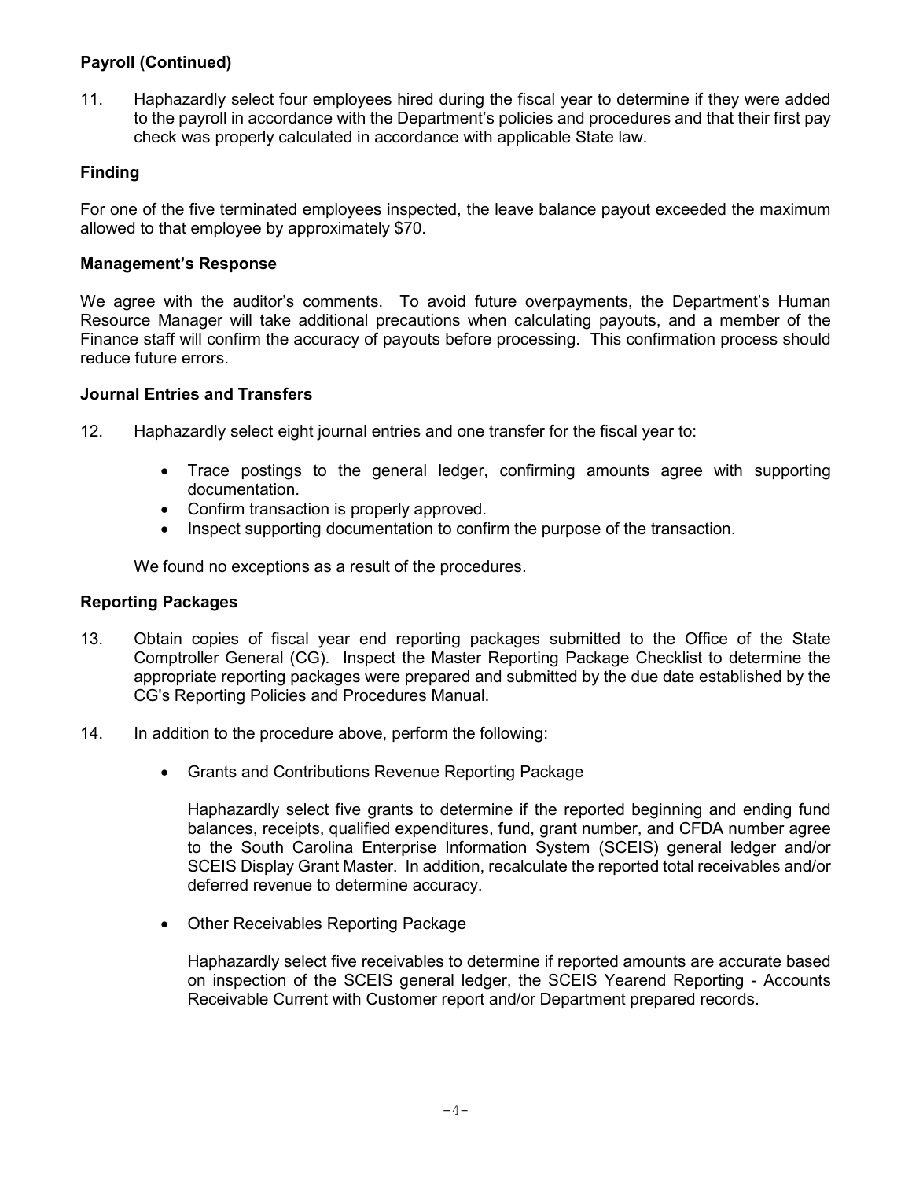### Payroll (Continued)

11. Haphazardly select four employees hired during the fiscal year to determine if they were added to the payroll in accordance with the Department's policies and procedures and that their first pay check was properly calculated in accordance with applicable State law.

### Finding

For one of the five terminated employees inspected, the leave balance payout exceeded the maximum allowed to that employee by approximately $70.

### Management's Response

We agree with the auditor's comments. To avoid future overpayments, the Department's Human Resource Manager will take additional precautions when calculating payouts, and a member of the Finance staff will confirm the accuracy of payouts before processing. This confirmation process should reduce future errors.

### Journal Entries and Transfers

12. Haphazardly select eight journal entries and one transfer for the fiscal year to:

    - Trace postings to the general ledger, confirming amounts agree with supporting documentation.
    - Confirm transaction is properly approved.
    - Inspect supporting documentation to confirm the purpose of the transaction.

    We found no exceptions as a result of the procedures.

### Reporting Packages

13. Obtain copies of fiscal year end reporting packages submitted to the Office of the State Comptroller General (CG). Inspect the Master Reporting Package Checklist to determine the appropriate reporting packages were prepared and submitted by the due date established by the CG's Reporting Policies and Procedures Manual.

14. In addition to the procedure above, perform the following:

    - Grants and Contributions Revenue Reporting Package

      Haphazardly select five grants to determine if the reported beginning and ending fund balances, receipts, qualified expenditures, fund, grant number, and CFDA number agree to the South Carolina Enterprise Information System (SCEIS) general ledger and/or SCEIS Display Grant Master. In addition, recalculate the reported total receivables and/or deferred revenue to determine accuracy.

    - Other Receivables Reporting Package

      Haphazardly select five receivables to determine if reported amounts are accurate based on inspection of the SCEIS general ledger, the SCEIS Yearend Reporting - Accounts Receivable Current with Customer report and/or Department prepared records.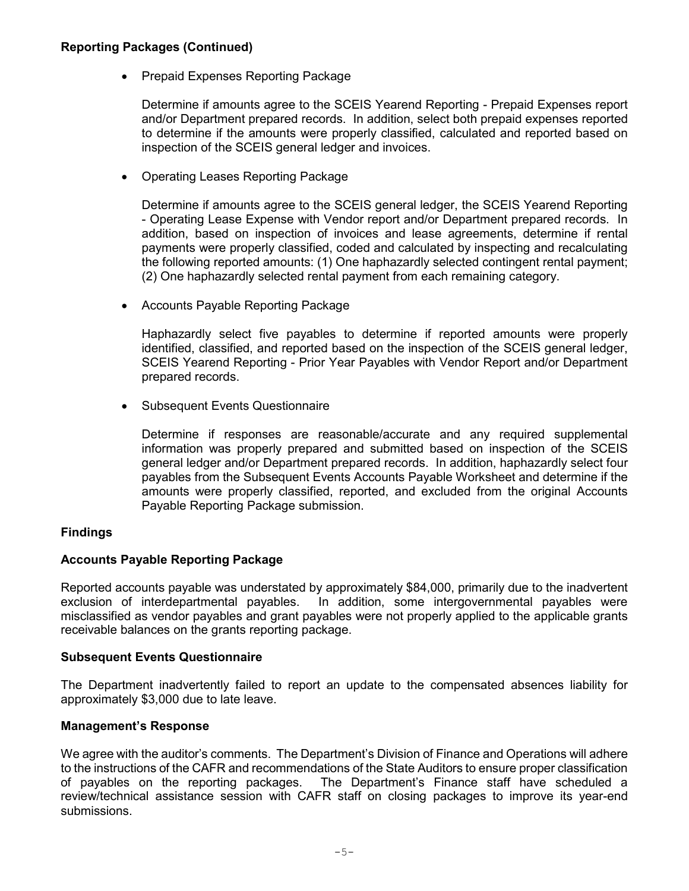**Reporting Packages (Continued)**

- Prepaid Expenses Reporting Package

  Determine if amounts agree to the SCEIS Yearend Reporting - Prepaid Expenses report and/or Department prepared records. In addition, select both prepaid expenses reported to determine if the amounts were properly classified, calculated and reported based on inspection of the SCEIS general ledger and invoices.

- Operating Leases Reporting Package

  Determine if amounts agree to the SCEIS general ledger, the SCEIS Yearend Reporting - Operating Lease Expense with Vendor report and/or Department prepared records. In addition, based on inspection of invoices and lease agreements, determine if rental payments were properly classified, coded and calculated by inspecting and recalculating the following reported amounts: (1) One haphazardly selected contingent rental payment; (2) One haphazardly selected rental payment from each remaining category.

- Accounts Payable Reporting Package

  Haphazardly select five payables to determine if reported amounts were properly identified, classified, and reported based on the inspection of the SCEIS general ledger, SCEIS Yearend Reporting - Prior Year Payables with Vendor Report and/or Department prepared records.

- Subsequent Events Questionnaire

  Determine if responses are reasonable/accurate and any required supplemental information was properly prepared and submitted based on inspection of the SCEIS general ledger and/or Department prepared records. In addition, haphazardly select four payables from the Subsequent Events Accounts Payable Worksheet and determine if the amounts were properly classified, reported, and excluded from the original Accounts Payable Reporting Package submission.

## Findings

### Accounts Payable Reporting Package

Reported accounts payable was understated by approximately $84,000, primarily due to the inadvertent exclusion of interdepartmental payables. In addition, some intergovernmental payables were misclassified as vendor payables and grant payables were not properly applied to the applicable grants receivable balances on the grants reporting package.

### Subsequent Events Questionnaire

The Department inadvertently failed to report an update to the compensated absences liability for approximately $3,000 due to late leave.

### Management's Response

We agree with the auditor's comments. The Department's Division of Finance and Operations will adhere to the instructions of the CAFR and recommendations of the State Auditors to ensure proper classification of payables on the reporting packages. The Department's Finance staff have scheduled a review/technical assistance session with CAFR staff on closing packages to improve its year-end submissions.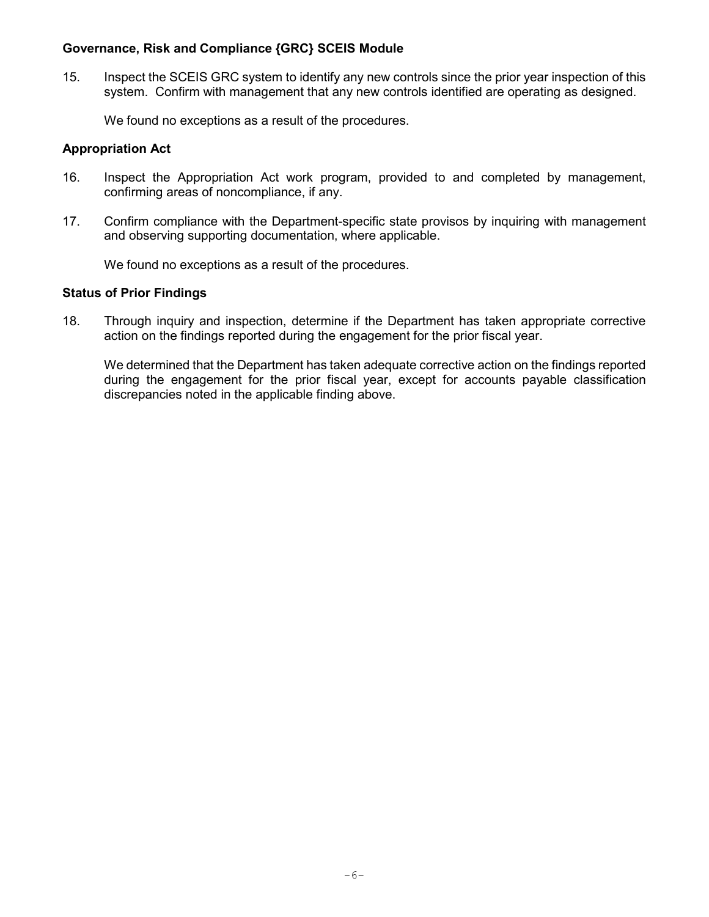### Governance, Risk and Compliance {GRC} SCEIS Module

15. Inspect the SCEIS GRC system to identify any new controls since the prior year inspection of this system. Confirm with management that any new controls identified are operating as designed.

    We found no exceptions as a result of the procedures.

### Appropriation Act

16. Inspect the Appropriation Act work program, provided to and completed by management, confirming areas of noncompliance, if any.

17. Confirm compliance with the Department-specific state provisos by inquiring with management and observing supporting documentation, where applicable.

    We found no exceptions as a result of the procedures.

### Status of Prior Findings

18. Through inquiry and inspection, determine if the Department has taken appropriate corrective action on the findings reported during the engagement for the prior fiscal year.

    We determined that the Department has taken adequate corrective action on the findings reported during the engagement for the prior fiscal year, except for accounts payable classification discrepancies noted in the applicable finding above.